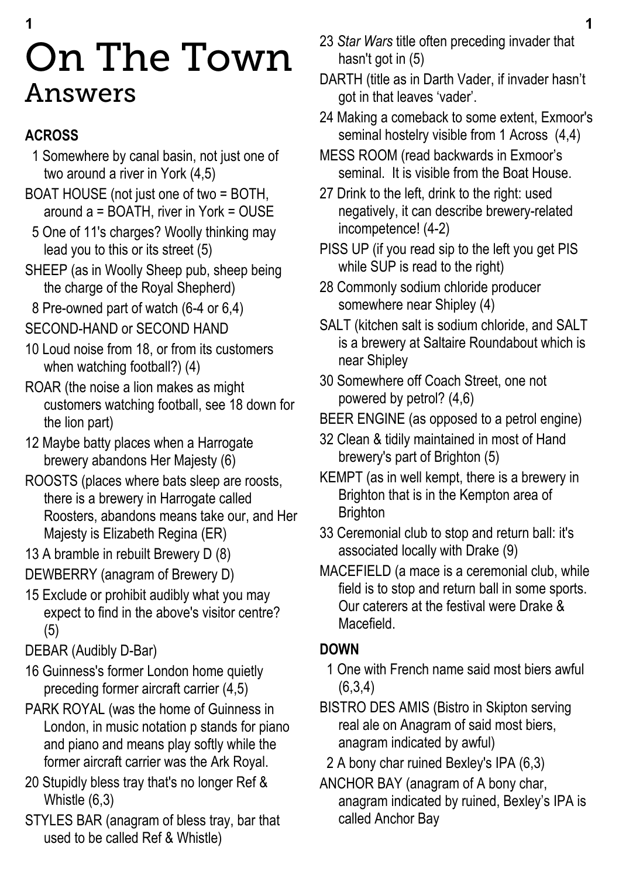# On The Town

## Answers

### ACROSS

1 Somewhere by canal basin, not just one of two around a river in York (4,5)

BOAT HOUSE (not just one of two = BOTH, around a = BOATH, river in York = OUSE

5 One of 11's charges? Woolly thinking may lead you to this or its street (5)

SHEEP (as in Woolly Sheep pub, sheep being the charge of the Royal Shepherd)

8 Pre-owned part of watch (6-4 or 6,4)

SECOND-HAND or SECOND HAND

10 Loud noise from 18, or from its customers when watching football?) (4)

ROAR (the noise a lion makes as might customers watching football, see 18 down for the lion part)

12 Maybe batty places when a Harrogate brewery abandons Her Majesty (6)

ROOSTS (places where bats sleep are roosts, there is a brewery in Harrogate called Roosters, abandons means take our, and Her Majesty is Elizabeth Regina (ER)

13 A bramble in rebuilt Brewery D (8)

DEWBERRY (anagram of Brewery D)

15 Exclude or prohibit audibly what you may expect to find in the above's visitor centre? (5)

DEBAR (Audibly D-Bar)

16 Guinness's former London home quietly preceding former aircraft carrier (4,5)

PARK ROYAL (was the home of Guinness in London, in music notation p stands for piano and piano and means play softly while the former aircraft carrier was the Ark Royal.

20 Stupidly bless tray that's no longer Ref & Whistle (6,3)

STYLES BAR (anagram of bless tray, bar that used to be called Ref & Whistle)

23 *Star Wars* title often preceding invader that hasn't got in (5)

DARTH (title as in Darth Vader, if invader hasn't got in that leaves 'vader'.

24 Making a comeback to some extent, Exmoor's seminal hostelry visible from 1 Across (4,4)

MESS ROOM (read backwards in Exmoor's seminal. It is visible from the Boat House.

27 Drink to the left, drink to the right: used negatively, it can describe brewery-related incompetence! (4-2)

PISS UP (if you read sip to the left you get PIS while SUP is read to the right)

28 Commonly sodium chloride producer somewhere near Shipley (4)

SALT (kitchen salt is sodium chloride, and SALT is a brewery at Saltaire Roundabout which is near Shipley

30 Somewhere off Coach Street, one not powered by petrol? (4,6)

BEER ENGINE (as opposed to a petrol engine)

32 Clean & tidily maintained in most of Hand brewery's part of Brighton (5)

KEMPT (as in well kempt, there is a brewery in Brighton that is in the Kempton area of Brighton

33 Ceremonial club to stop and return ball: it's associated locally with Drake (9)

MACEFIELD (a mace is a ceremonial club, while field is to stop and return ball in some sports. Our caterers at the festival were Drake & Macefield.

### DOWN

1 One with French name said most biers awful (6,3,4)

BISTRO DES AMIS (Bistro in Skipton serving real ale on Anagram of said most biers, anagram indicated by awful)

2 A bony char ruined Bexley's IPA (6,3)

ANCHOR BAY (anagram of A bony char, anagram indicated by ruined, Bexley's IPA is called Anchor Bay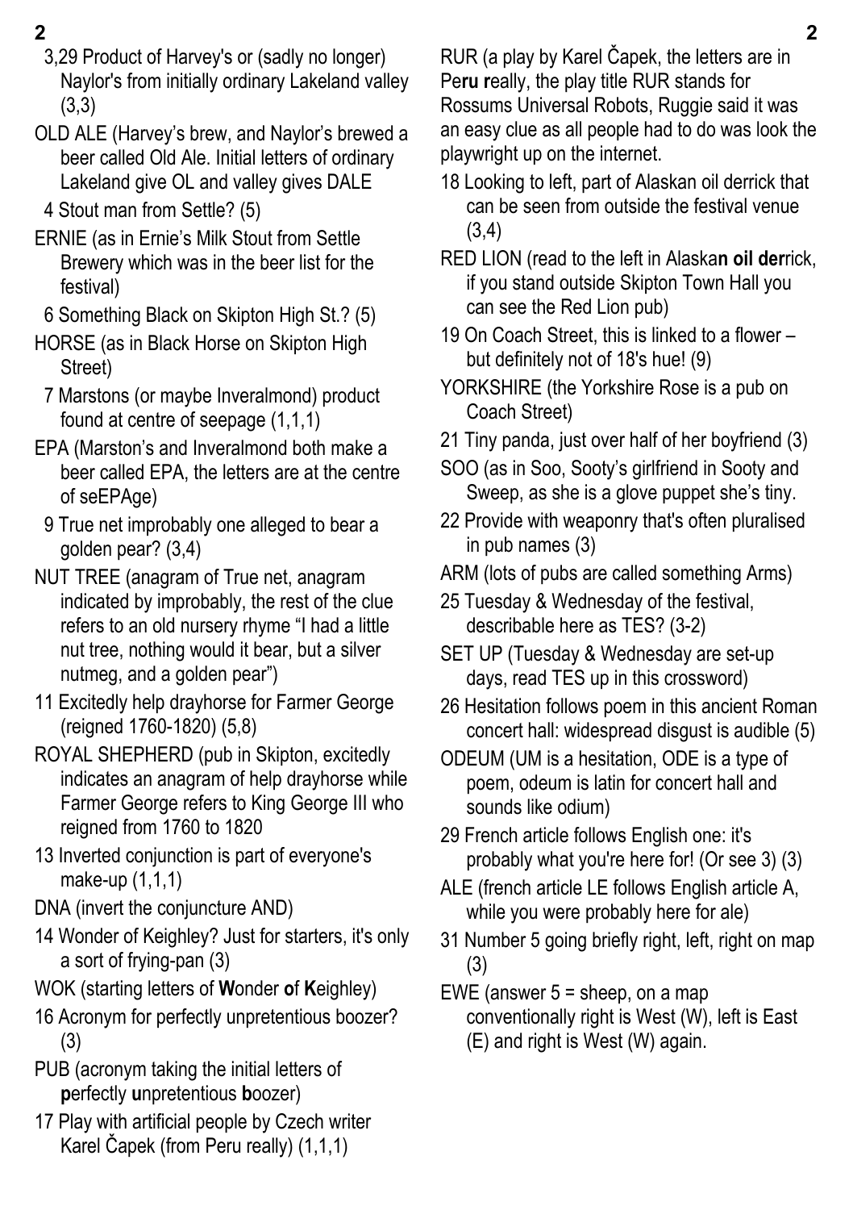3,29 Product of Harvey's or (sadly no longer) Naylor's from initially ordinary Lakeland valley (3,3)

OLD ALE (Harvey's brew, and Naylor's brewed a beer called Old Ale. Initial letters of ordinary Lakeland give OL and valley gives DALE

4 Stout man from Settle? (5)

ERNIE (as in Ernie's Milk Stout from Settle Brewery which was in the beer list for the festival)

6 Something Black on Skipton High St.? (5)

HORSE (as in Black Horse on Skipton High Street)

7 Marstons (or maybe Inveralmond) product found at centre of seepage (1,1,1)

EPA (Marston's and Inveralmond both make a beer called EPA, the letters are at the centre of seEPAge)

9 True net improbably one alleged to bear a golden pear? (3,4)

NUT TREE (anagram of True net, anagram indicated by improbably, the rest of the clue refers to an old nursery rhyme "I had a little nut tree, nothing would it bear, but a silver nutmeg, and a golden pear")

11 Excitedly help drayhorse for Farmer George (reigned 1760-1820) (5,8)

ROYAL SHEPHERD (pub in Skipton, excitedly indicates an anagram of help drayhorse while Farmer George refers to King George III who reigned from 1760 to 1820

13 Inverted conjunction is part of everyone's make-up (1,1,1)

DNA (invert the conjuncture AND)

14 Wonder of Keighley? Just for starters, it's only a sort of frying-pan (3)

WOK (starting letters of **W**onder **o**f **K**eighley)

16 Acronym for perfectly unpretentious boozer? (3)

PUB (acronym taking the initial letters of **p**erfectly **u**npretentious **b**oozer)

17 Play with artificial people by Czech writer Karel Čapek (from Peru really) (1,1,1)

RUR (a play by Karel Čapek, the letters are in Pe**ru r**eally, the play title RUR stands for Rossums Universal Robots, Ruggie said it was an easy clue as all people had to do was look the playwright up on the internet.

18 Looking to left, part of Alaskan oil derrick that can be seen from outside the festival venue (3,4)

RED LION (read to the left in Alaska**n oil der**rick, if you stand outside Skipton Town Hall you can see the Red Lion pub)

19 On Coach Street, this is linked to a flower – but definitely not of 18's hue! (9)

YORKSHIRE (the Yorkshire Rose is a pub on Coach Street)

21 Tiny panda, just over half of her boyfriend (3)

SOO (as in Soo, Sooty's girlfriend in Sooty and Sweep, as she is a glove puppet she's tiny.

22 Provide with weaponry that's often pluralised in pub names (3)

ARM (lots of pubs are called something Arms)

25 Tuesday & Wednesday of the festival, describable here as TES? (3-2)

SET UP (Tuesday & Wednesday are set-up days, read TES up in this crossword)

26 Hesitation follows poem in this ancient Roman concert hall: widespread disgust is audible (5)

ODEUM (UM is a hesitation, ODE is a type of poem, odeum is latin for concert hall and sounds like odium)

29 French article follows English one: it's probably what you're here for! (Or see 3) (3)

ALE (french article LE follows English article A, while you were probably here for ale)

31 Number 5 going briefly right, left, right on map (3)

EWE (answer 5 = sheep, on a map conventionally right is West (W), left is East (E) and right is West (W) again.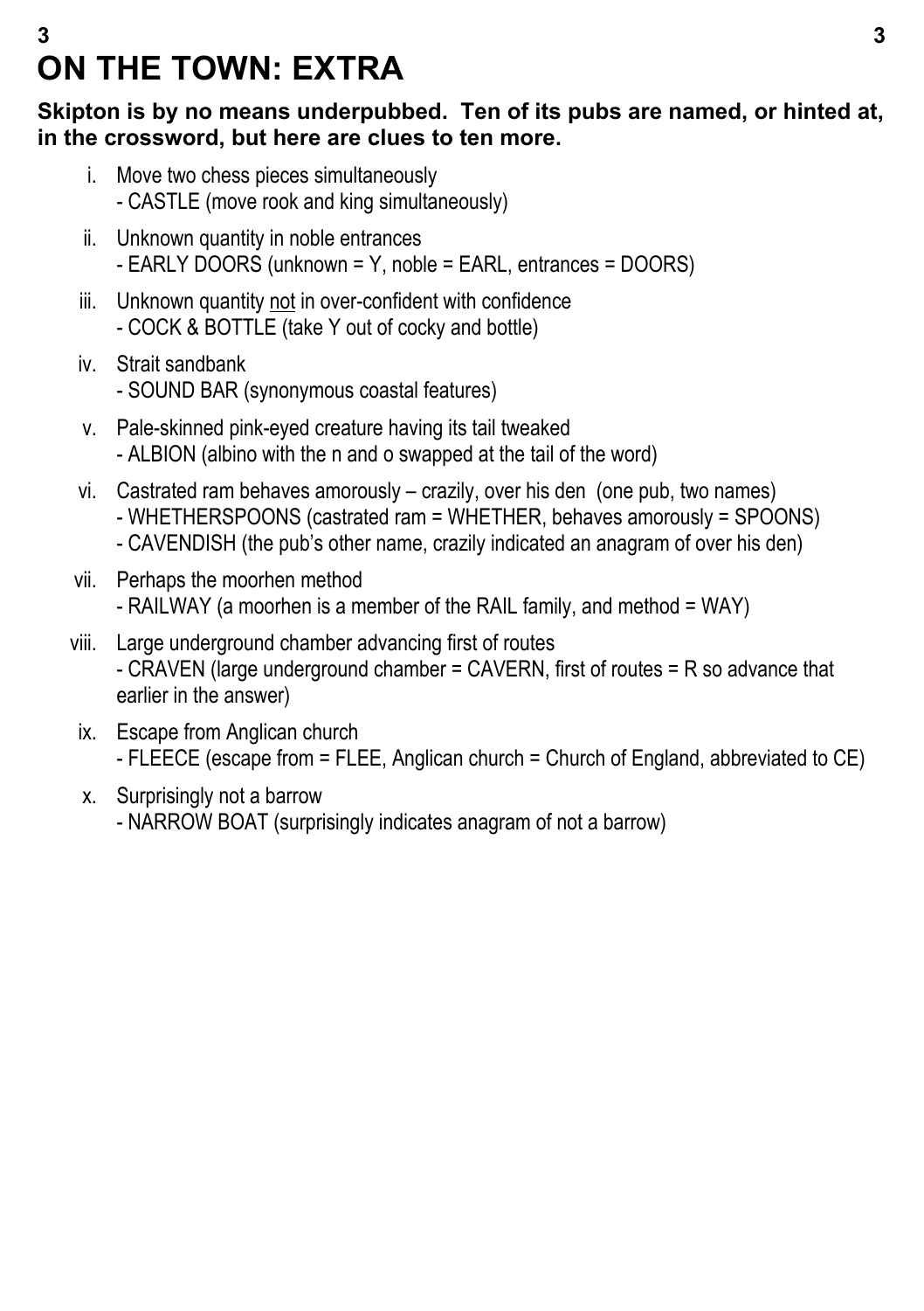# ON THE TOWN: EXTRA

**Skipton is by no means underpubbed. Ten of its pubs are named, or hinted at, in the crossword, but here are clues to ten more.**

i. Move two chess pieces simultaneously
   - CASTLE (move rook and king simultaneously)
ii. Unknown quantity in noble entrances
   - EARLY DOORS (unknown = Y, noble = EARL, entrances = DOORS)
iii. Unknown quantity not in over-confident with confidence
   - COCK & BOTTLE (take Y out of cocky and bottle)
iv. Strait sandbank
   - SOUND BAR (synonymous coastal features)
v. Pale-skinned pink-eyed creature having its tail tweaked
   - ALBION (albino with the n and o swapped at the tail of the word)
vi. Castrated ram behaves amorously – crazily, over his den (one pub, two names)
   - WHETHERSPOONS (castrated ram = WHETHER, behaves amorously = SPOONS)
   - CAVENDISH (the pub's other name, crazily indicated an anagram of over his den)
vii. Perhaps the moorhen method
   - RAILWAY (a moorhen is a member of the RAIL family, and method = WAY)
viii. Large underground chamber advancing first of routes
   - CRAVEN (large underground chamber = CAVERN, first of routes = R so advance that earlier in the answer)
ix. Escape from Anglican church
   - FLEECE (escape from = FLEE, Anglican church = Church of England, abbreviated to CE)
x. Surprisingly not a barrow
   - NARROW BOAT (surprisingly indicates anagram of not a barrow)